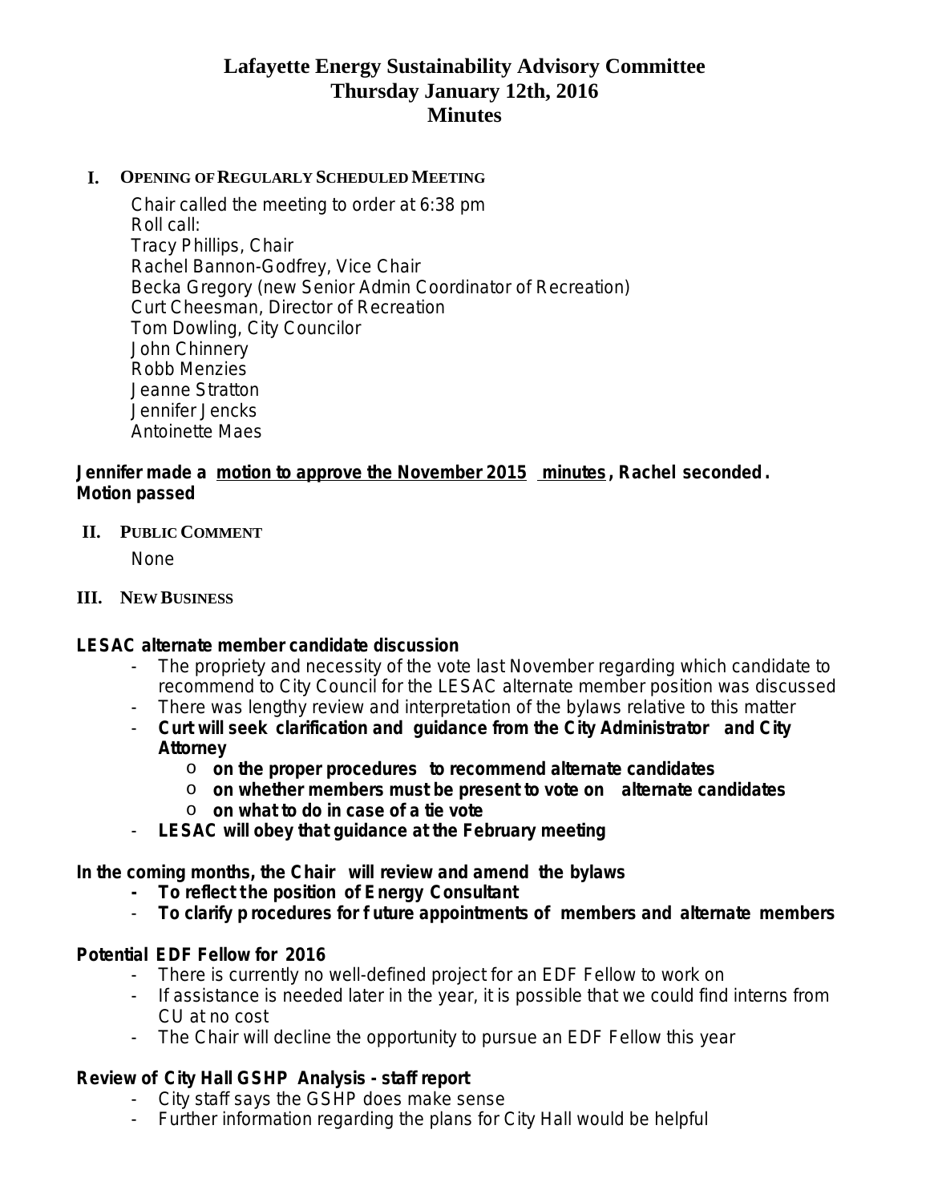# Lafayette Energy Sustainability Advisory Committee
## Thursday January 12th, 2016
## Minutes

### I. Opening of Regularly Scheduled Meeting

Chair called the meeting to order at 6:38 pm
Roll call:
Tracy Phillips, Chair
Rachel Bannon-Godfrey, Vice Chair
Becka Gregory (new Senior Admin Coordinator of Recreation)
Curt Cheesman, Director of Recreation
Tom Dowling, City Councilor
John Chinnery
Robb Menzies
Jeanne Stratton
Jennifer Jencks
Antoinette Maes

**Jennifer made a motion to approve the November 2015 minutes, Rachel seconded. Motion passed**

### II. Public Comment

None

### III. New Business

**LESAC alternate member candidate discussion**

- The propriety and necessity of the vote last November regarding which candidate to recommend to City Council for the LESAC alternate member position was discussed
- There was lengthy review and interpretation of the bylaws relative to this matter
- **Curt will seek clarification and guidance from the City Administrator and City Attorney**
  - **on the proper procedures to recommend alternate candidates**
  - **on whether members must be present to vote on alternate candidates**
  - **on what to do in case of a tie vote**
- **LESAC will obey that guidance at the February meeting**

**In the coming months, the Chair will review and amend the bylaws**

- **To reflect the position of Energy Consultant**
- **To clarify procedures for future appointments of members and alternate members**

**Potential EDF Fellow for 2016**

- There is currently no well-defined project for an EDF Fellow to work on
- If assistance is needed later in the year, it is possible that we could find interns from CU at no cost
- The Chair will decline the opportunity to pursue an EDF Fellow this year

**Review of City Hall GSHP Analysis - staff report**

- City staff says the GSHP does make sense
- Further information regarding the plans for City Hall would be helpful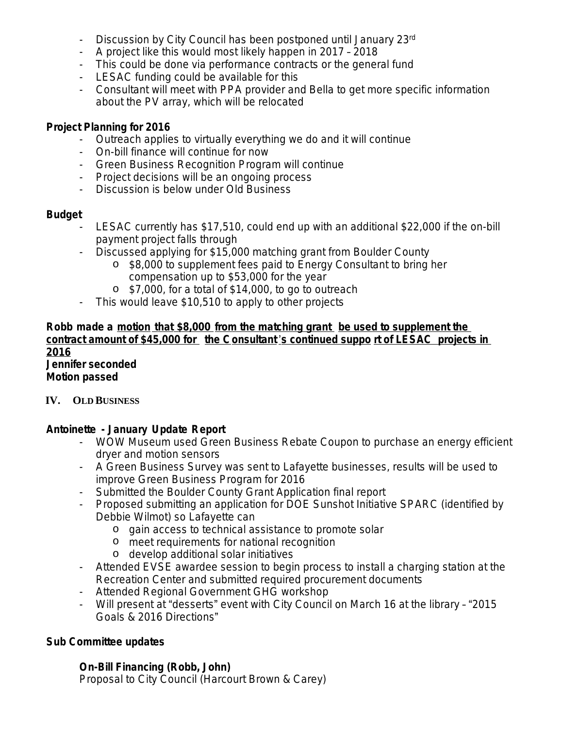- Discussion by City Council has been postponed until January 23rd
- A project like this would most likely happen in 2017 – 2018
- This could be done via performance contracts or the general fund
- LESAC funding could be available for this
- Consultant will meet with PPA provider and Bella to get more specific information about the PV array, which will be relocated

**Project Planning for 2016**

- Outreach applies to virtually everything we do and it will continue
- On-bill finance will continue for now
- Green Business Recognition Program will continue
- Project decisions will be an ongoing process
- Discussion is below under Old Business

**Budget**

- LESAC currently has $17,510, could end up with an additional $22,000 if the on-bill payment project falls through
- Discussed applying for $15,000 matching grant from Boulder County
  - $8,000 to supplement fees paid to Energy Consultant to bring her compensation up to $53,000 for the year
  - $7,000, for a total of $14,000, to go to outreach
- This would leave $10,510 to apply to other projects

**Robb made a <u>motion that $8,000 from the matching grant be used to supplement the contract amount of $45,000 for the Consultant's continued support of LESAC projects in 2016</u>**
**Jennifer seconded**
**Motion passed**

## IV. OLD BUSINESS

**Antoinette - January Update Report**

- WOW Museum used Green Business Rebate Coupon to purchase an energy efficient dryer and motion sensors
- A Green Business Survey was sent to Lafayette businesses, results will be used to improve Green Business Program for 2016
- Submitted the Boulder County Grant Application final report
- Proposed submitting an application for DOE Sunshot Initiative SPARC (identified by Debbie Wilmot) so Lafayette can
  - gain access to technical assistance to promote solar
  - meet requirements for national recognition
  - develop additional solar initiatives
- Attended EVSE awardee session to begin process to install a charging station at the Recreation Center and submitted required procurement documents
- Attended Regional Government GHG workshop
- Will present at "desserts" event with City Council on March 16 at the library – "2015 Goals & 2016 Directions"

**Sub Committee updates**

**On-Bill Financing (Robb, John)**
Proposal to City Council (Harcourt Brown & Carey)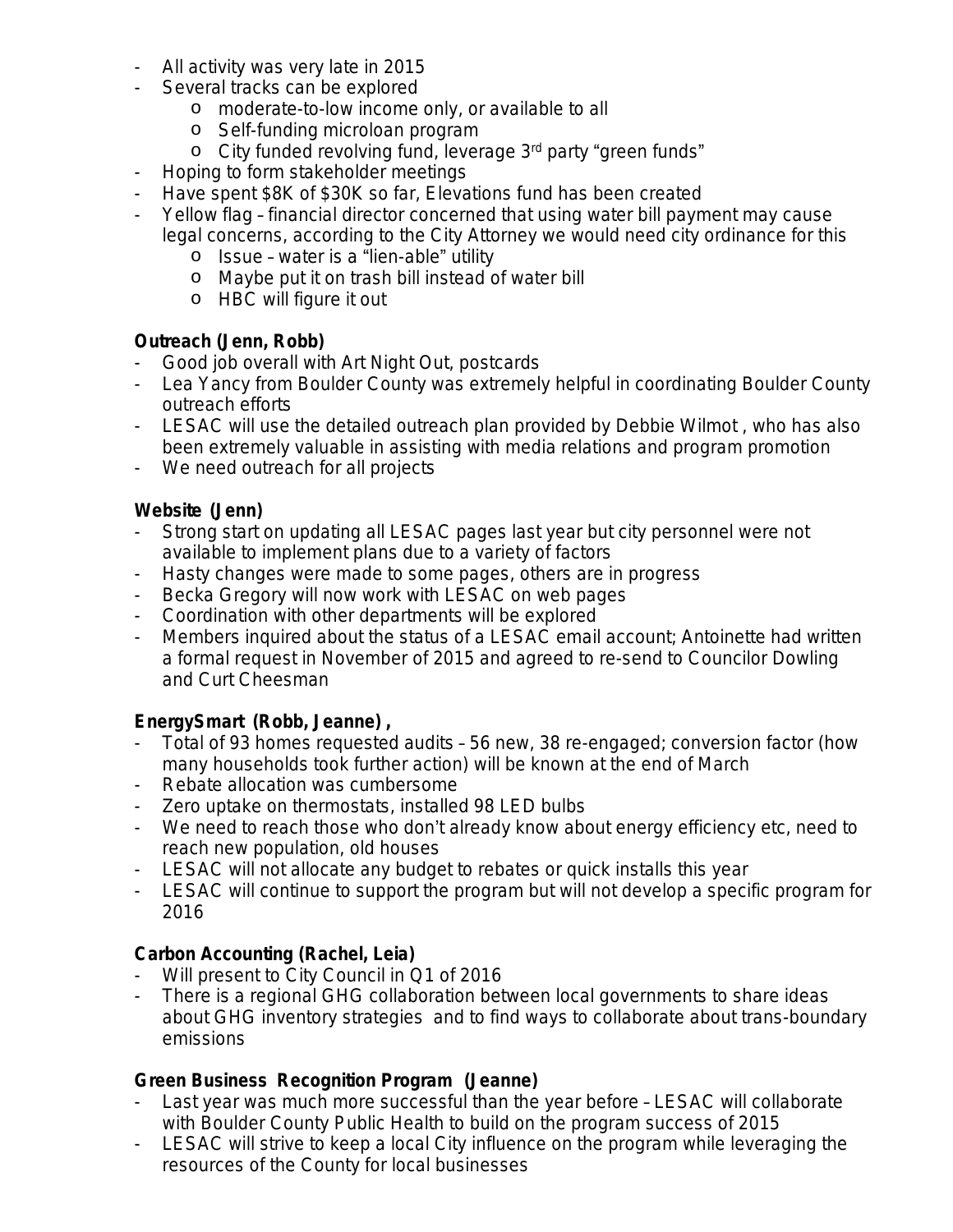- All activity was very late in 2015
- Several tracks can be explored
  - moderate-to-low income only, or available to all
  - Self-funding microloan program
  - City funded revolving fund, leverage 3rd party "green funds"
- Hoping to form stakeholder meetings
- Have spent $8K of $30K so far, Elevations fund has been created
- Yellow flag – financial director concerned that using water bill payment may cause legal concerns, according to the City Attorney we would need city ordinance for this
  - Issue – water is a "lien-able" utility
  - Maybe put it on trash bill instead of water bill
  - HBC will figure it out

**Outreach (Jenn, Robb)**

- Good job overall with Art Night Out, postcards
- Lea Yancy from Boulder County was extremely helpful in coordinating Boulder County outreach efforts
- LESAC will use the detailed outreach plan provided by Debbie Wilmot , who has also been extremely valuable in assisting with media relations and program promotion
- We need outreach for all projects

**Website (Jenn)**

- Strong start on updating all LESAC pages last year but city personnel were not available to implement plans due to a variety of factors
- Hasty changes were made to some pages, others are in progress
- Becka Gregory will now work with LESAC on web pages
- Coordination with other departments will be explored
- Members inquired about the status of a LESAC email account; Antoinette had written a formal request in November of 2015 and agreed to re-send to Councilor Dowling and Curt Cheesman

**EnergySmart (Robb, Jeanne) ,**

- Total of 93 homes requested audits – 56 new, 38 re-engaged; conversion factor (how many households took further action) will be known at the end of March
- Rebate allocation was cumbersome
- Zero uptake on thermostats, installed 98 LED bulbs
- We need to reach those who don't already know about energy efficiency etc, need to reach new population, old houses
- LESAC will not allocate any budget to rebates or quick installs this year
- LESAC will continue to support the program but will not develop a specific program for 2016

**Carbon Accounting (Rachel, Leia)**

- Will present to City Council in Q1 of 2016
- There is a regional GHG collaboration between local governments to share ideas about GHG inventory strategies and to find ways to collaborate about trans-boundary emissions

**Green Business Recognition Program (Jeanne)**

- Last year was much more successful than the year before – LESAC will collaborate with Boulder County Public Health to build on the program success of 2015
- LESAC will strive to keep a local City influence on the program while leveraging the resources of the County for local businesses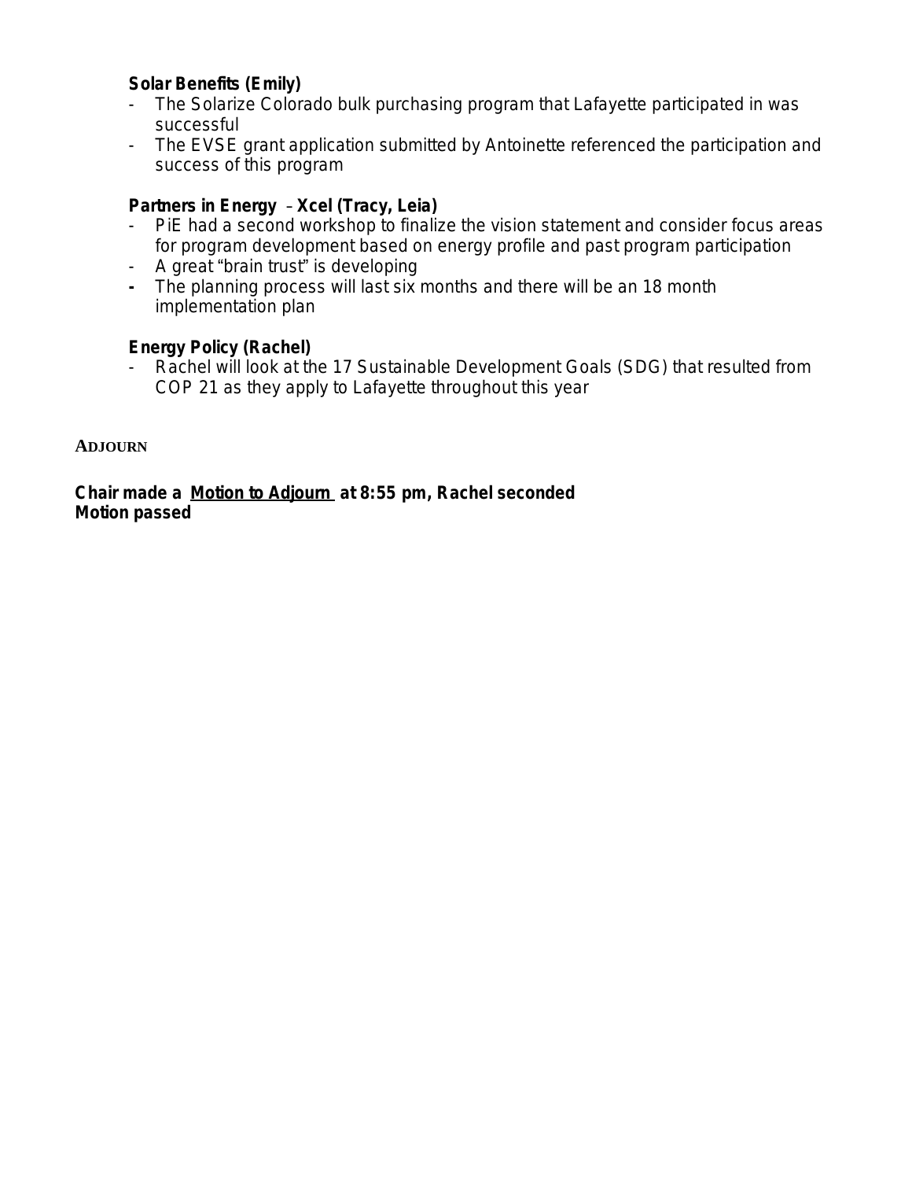**Solar Benefits (Emily)**

- The Solarize Colorado bulk purchasing program that Lafayette participated in was successful
- The EVSE grant application submitted by Antoinette referenced the participation and success of this program

**Partners in Energy – Xcel (Tracy, Leia)**

- PiE had a second workshop to finalize the vision statement and consider focus areas for program development based on energy profile and past program participation
- A great "brain trust" is developing
- The planning process will last six months and there will be an 18 month implementation plan

**Energy Policy (Rachel)**

- Rachel will look at the 17 Sustainable Development Goals (SDG) that resulted from COP 21 as they apply to Lafayette throughout this year

## ADJOURN

**Chair made a <u>Motion to Adjourn</u> at 8:55 pm, Rachel seconded**
**Motion passed**